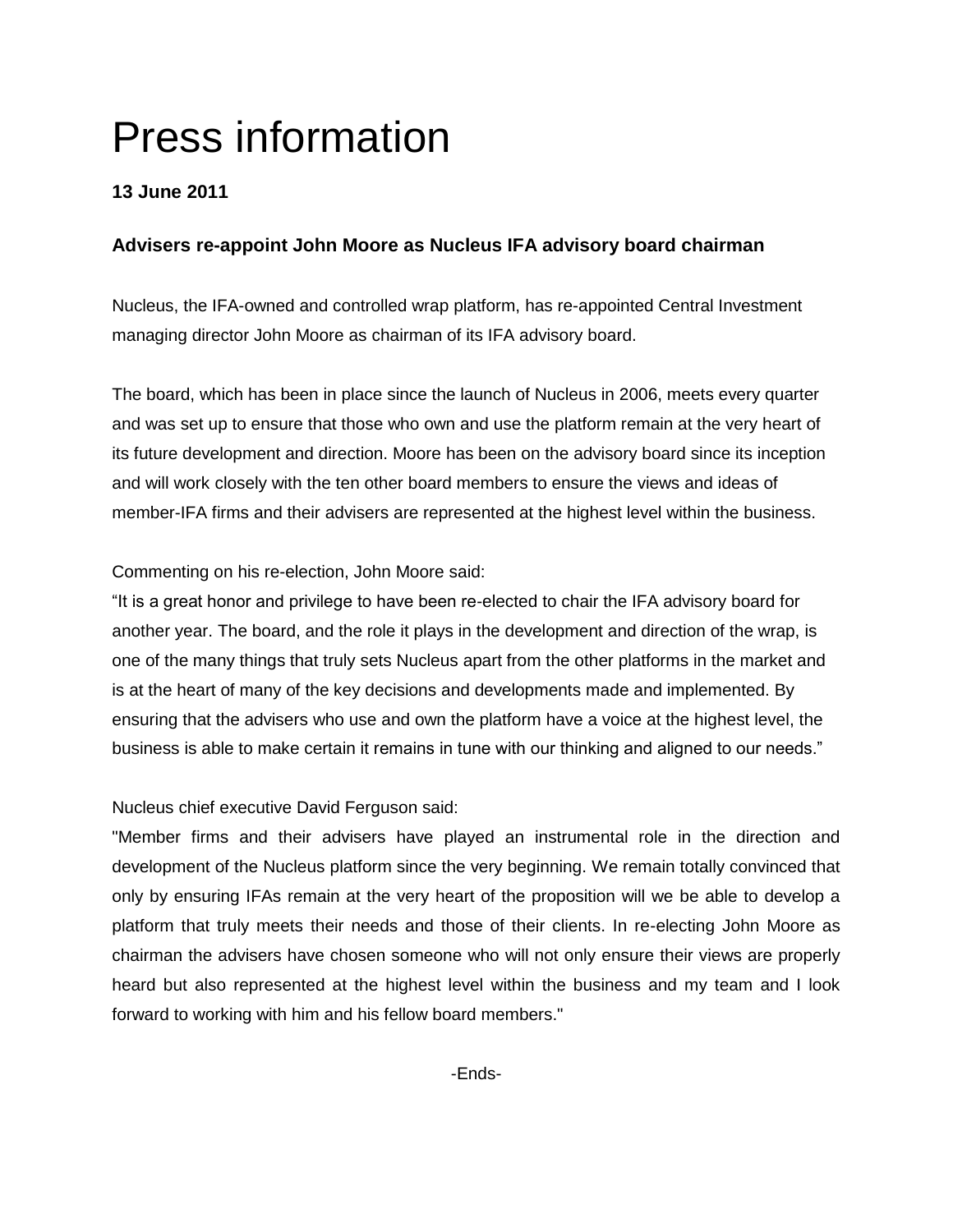# Press information

**13 June 2011**

### Advisers re-appoint John Moore as Nucleus IFA advisory board chairman

Nucleus, the IFA-owned and controlled wrap platform, has re-appointed Central Investment managing director John Moore as chairman of its IFA advisory board.

The board, which has been in place since the launch of Nucleus in 2006, meets every quarter and was set up to ensure that those who own and use the platform remain at the very heart of its future development and direction. Moore has been on the advisory board since its inception and will work closely with the ten other board members to ensure the views and ideas of member-IFA firms and their advisers are represented at the highest level within the business.

Commenting on his re-election, John Moore said:
"It is a great honor and privilege to have been re-elected to chair the IFA advisory board for another year. The board, and the role it plays in the development and direction of the wrap, is one of the many things that truly sets Nucleus apart from the other platforms in the market and is at the heart of many of the key decisions and developments made and implemented. By ensuring that the advisers who use and own the platform have a voice at the highest level, the business is able to make certain it remains in tune with our thinking and aligned to our needs."

Nucleus chief executive David Ferguson said:
"Member firms and their advisers have played an instrumental role in the direction and development of the Nucleus platform since the very beginning. We remain totally convinced that only by ensuring IFAs remain at the very heart of the proposition will we be able to develop a platform that truly meets their needs and those of their clients. In re-electing John Moore as chairman the advisers have chosen someone who will not only ensure their views are properly heard but also represented at the highest level within the business and my team and I look forward to working with him and his fellow board members."

-Ends-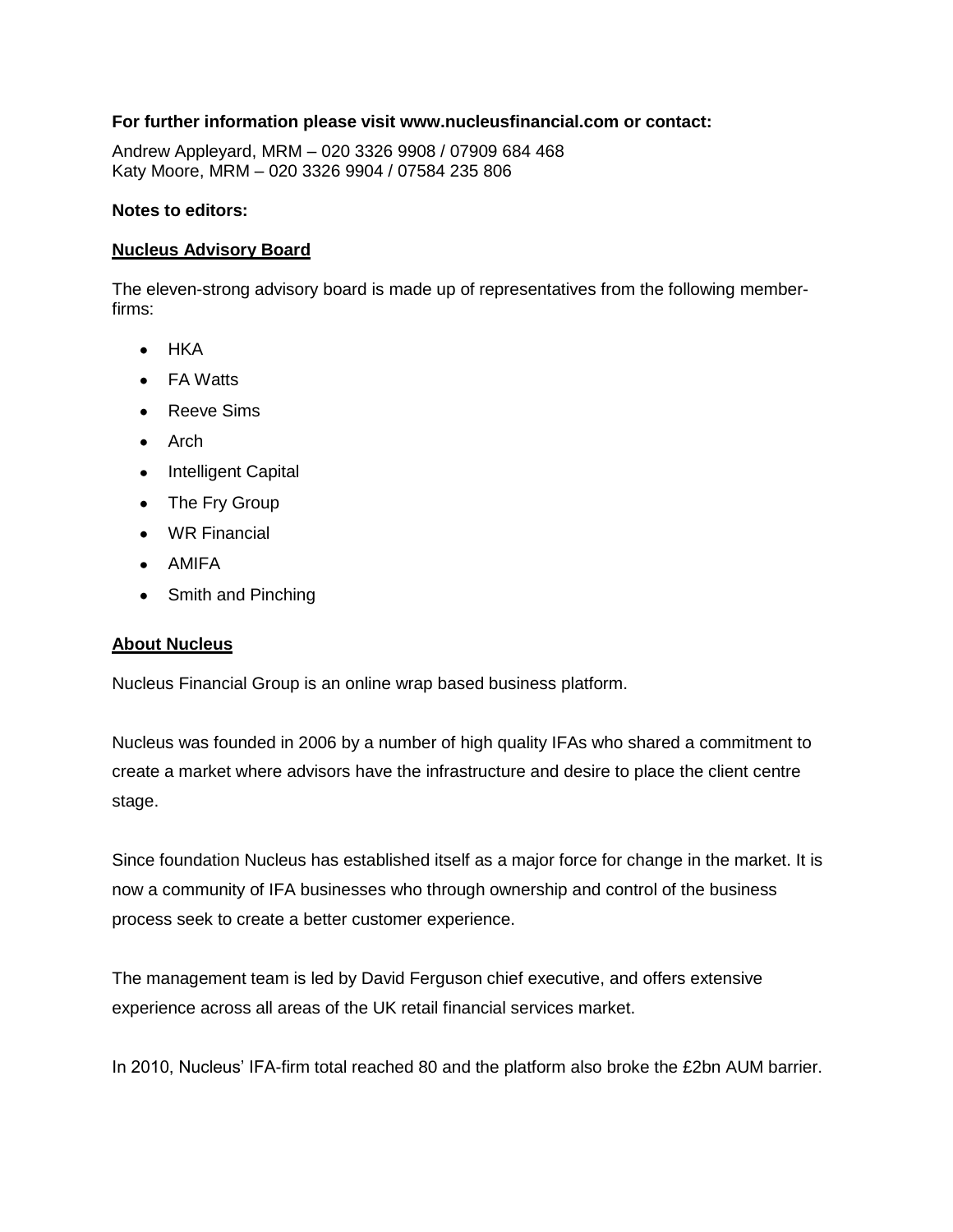**For further information please visit www.nucleusfinancial.com or contact:**

Andrew Appleyard, MRM – 020 3326 9908 / 07909 684 468
Katy Moore, MRM – 020 3326 9904 / 07584 235 806

**Notes to editors:**

**Nucleus Advisory Board**

The eleven-strong advisory board is made up of representatives from the following member-firms:

- HKA
- FA Watts
- Reeve Sims
- Arch
- Intelligent Capital
- The Fry Group
- WR Financial
- AMIFA
- Smith and Pinching

**About Nucleus**

Nucleus Financial Group is an online wrap based business platform.

Nucleus was founded in 2006 by a number of high quality IFAs who shared a commitment to create a market where advisors have the infrastructure and desire to place the client centre stage.

Since foundation Nucleus has established itself as a major force for change in the market. It is now a community of IFA businesses who through ownership and control of the business process seek to create a better customer experience.

The management team is led by David Ferguson chief executive, and offers extensive experience across all areas of the UK retail financial services market.

In 2010, Nucleus' IFA-firm total reached 80 and the platform also broke the £2bn AUM barrier.